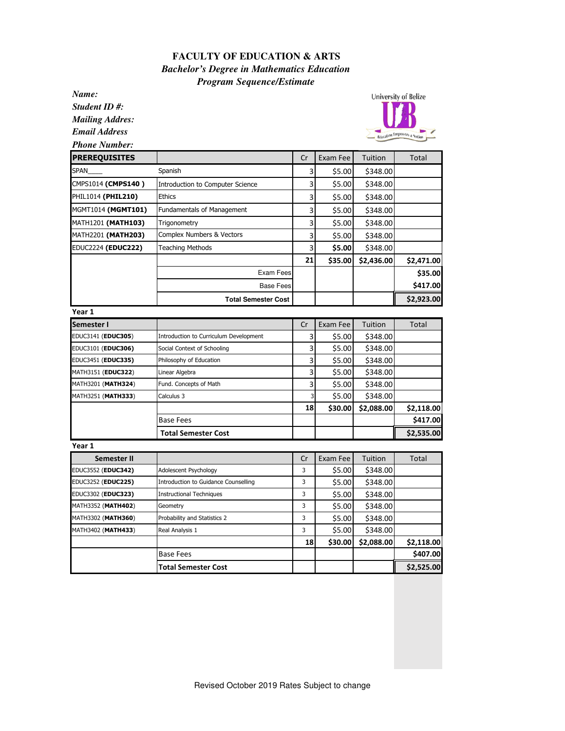# FACULTY OF EDUCATION & ARTS

***Bachelor's Degree in Mathematics Education***

***Program Sequence/Estimate***

***Name:***

***Student ID #:***

***Mailing Addres:***

***Email Address***

***Phone Number:***

| **PREREQUISITES** | | Cr | Exam Fee | Tuition | Total |
|---|---|---|---|---|---|
| SPAN____ | Spanish | 3 | $5.00 | $348.00 | |
| CMPS1014 (**CMPS140** ) | Introduction to Computer Science | 3 | $5.00 | $348.00 | |
| PHIL1014 (**PHIL210**) | Ethics | 3 | $5.00 | $348.00 | |
| MGMT1014 (**MGMT101**) | Fundamentals of Management | 3 | $5.00 | $348.00 | |
| MATH1201 (**MATH103**) | Trigonometry | 3 | $5.00 | $348.00 | |
| MATH2201 (**MATH203**) | Complex Numbers & Vectors | 3 | $5.00 | $348.00 | |
| EDUC2224 (**EDUC222**) | Teaching Methods | 3 | **$5.00** | $348.00 | |
| | | **21** | **$35.00** | **$2,436.00** | **$2,471.00** |
| | Exam Fees | | | | **$35.00** |
| | Base Fees | | | | **$417.00** |
| | **Total Semester Cost** | | | | **$2,923.00** |

**Year 1**

| **Semester I** | | Cr | Exam Fee | Tuition | Total |
|---|---|---|---|---|---|
| EDUC3141 (**EDUC305**) | Introduction to Curriculum Development | 3 | $5.00 | $348.00 | |
| EDUC3101 (**EDUC306**) | Social Context of Schooling | 3 | $5.00 | $348.00 | |
| EDUC3451 (**EDUC335**) | Philosophy of Education | 3 | $5.00 | $348.00 | |
| MATH3151 (**EDUC322**) | Linear Algebra | 3 | $5.00 | $348.00 | |
| MATH3201 (**MATH324**) | Fund. Concepts of Math | 3 | $5.00 | $348.00 | |
| MATH3251 (**MATH333**) | Calculus 3 | 3 | $5.00 | $348.00 | |
| | | **18** | **$30.00** | **$2,088.00** | **$2,118.00** |
| | Base Fees | | | | **$417.00** |
| | **Total Semester Cost** | | | | **$2,535.00** |

**Year 1**

| **Semester II** | | Cr | Exam Fee | Tuition | Total |
|---|---|---|---|---|---|
| EDUC3552 (**EDUC342**) | Adolescent Psychology | 3 | $5.00 | $348.00 | |
| EDUC3252 (**EDUC225**) | Introduction to Guidance Counselling | 3 | $5.00 | $348.00 | |
| EDUC3302 (**EDUC323**) | Instructional Techniques | 3 | $5.00 | $348.00 | |
| MATH3352 (**MATH402**) | Geometry | 3 | $5.00 | $348.00 | |
| MATH3302 (**MATH360**) | Probability and Statistics 2 | 3 | $5.00 | $348.00 | |
| MATH3402 (**MATH433**) | Real Analysis 1 | 3 | $5.00 | $348.00 | |
| | | **18** | **$30.00** | **$2,088.00** | **$2,118.00** |
| | Base Fees | | | | **$407.00** |
| | **Total Semester Cost** | | | | **$2,525.00** |

Revised October 2019 Rates Subject to change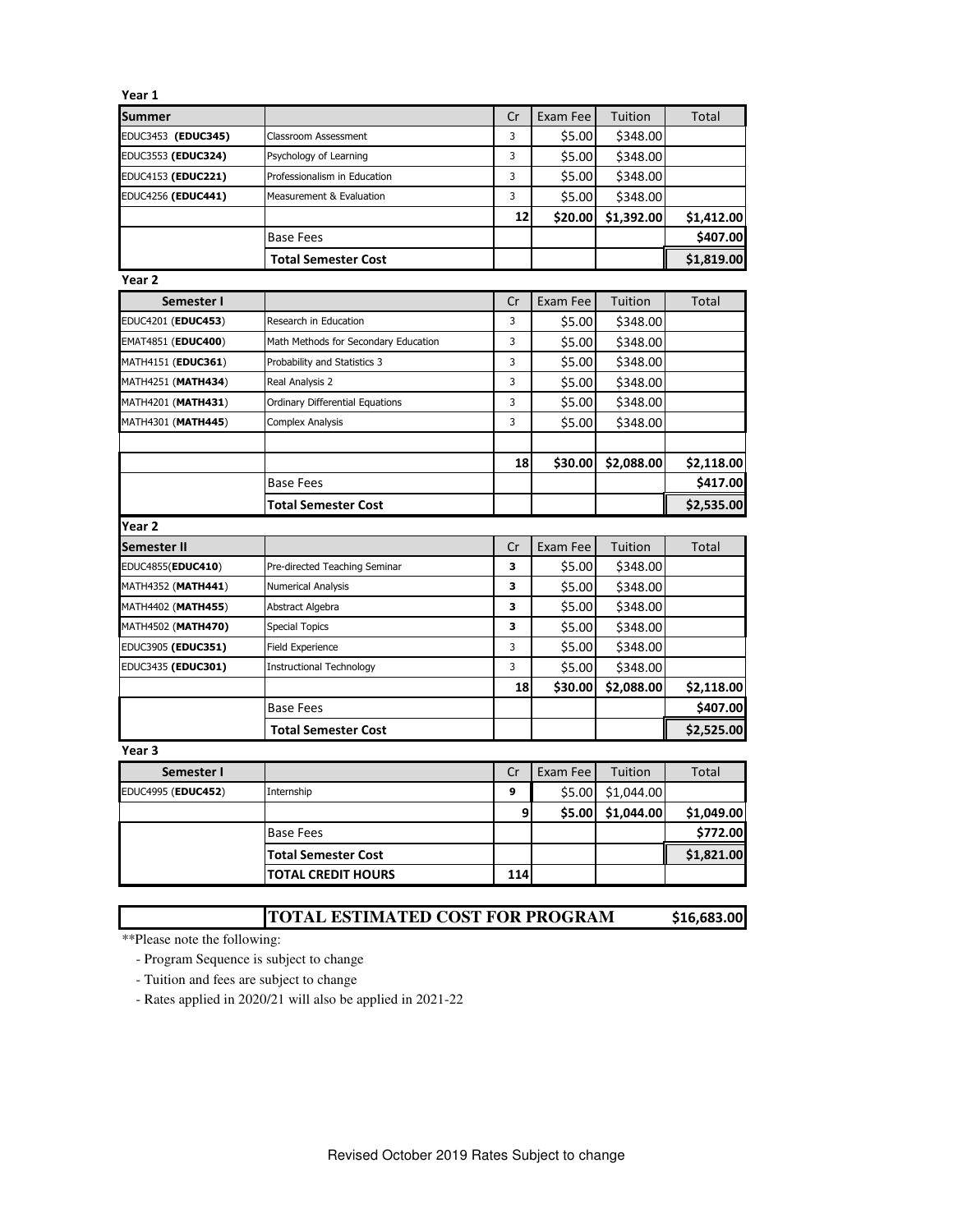**Year 1**

| Summer | | Cr | Exam Fee | Tuition | Total |
|---|---|---|---|---|---|
| EDUC3453 **(EDUC345)** | Classroom Assessment | 3 | $5.00 | $348.00 | |
| EDUC3553 **(EDUC324)** | Psychology of Learning | 3 | $5.00 | $348.00 | |
| EDUC4153 **(EDUC221)** | Professionalism in Education | 3 | $5.00 | $348.00 | |
| EDUC4256 **(EDUC441)** | Measurement & Evaluation | 3 | $5.00 | $348.00 | |
| | | **12** | **$20.00** | **$1,392.00** | **$1,412.00** |
| | Base Fees | | | | **$407.00** |
| | **Total Semester Cost** | | | | **$1,819.00** |

**Year 2**

| Semester I | | Cr | Exam Fee | Tuition | Total |
|---|---|---|---|---|---|
| EDUC4201 (**EDUC453**) | Research in Education | 3 | $5.00 | $348.00 | |
| EMAT4851 (**EDUC400**) | Math Methods for Secondary Education | 3 | $5.00 | $348.00 | |
| MATH4151 (**EDUC361**) | Probability and Statistics 3 | 3 | $5.00 | $348.00 | |
| MATH4251 (**MATH434**) | Real Analysis 2 | 3 | $5.00 | $348.00 | |
| MATH4201 (**MATH431**) | Ordinary Differential Equations | 3 | $5.00 | $348.00 | |
| MATH4301 (**MATH445**) | Complex Analysis | 3 | $5.00 | $348.00 | |
| | | | | | |
| | | **18** | **$30.00** | **$2,088.00** | **$2,118.00** |
| | Base Fees | | | | **$417.00** |
| | **Total Semester Cost** | | | | **$2,535.00** |

**Year 2**

| Semester II | | Cr | Exam Fee | Tuition | Total |
|---|---|---|---|---|---|
| EDUC4855(**EDUC410**) | Pre-directed Teaching Seminar | **3** | $5.00 | $348.00 | |
| MATH4352 (**MATH441**) | Numerical Analysis | **3** | $5.00 | $348.00 | |
| MATH4402 (**MATH455**) | Abstract Algebra | **3** | $5.00 | $348.00 | |
| MATH4502 (**MATH470**) | Special Topics | **3** | $5.00 | $348.00 | |
| EDUC3905 **(EDUC351)** | Field Experience | 3 | $5.00 | $348.00 | |
| EDUC3435 **(EDUC301)** | Instructional Technology | 3 | $5.00 | $348.00 | |
| | | **18** | **$30.00** | **$2,088.00** | **$2,118.00** |
| | Base Fees | | | | **$407.00** |
| | **Total Semester Cost** | | | | **$2,525.00** |

**Year 3**

| Semester I | | Cr | Exam Fee | Tuition | Total |
|---|---|---|---|---|---|
| EDUC4995 (**EDUC452**) | Internship | **9** | $5.00 | $1,044.00 | |
| | | **9** | **$5.00** | **$1,044.00** | **$1,049.00** |
| | Base Fees | | | | **$772.00** |
| | **Total Semester Cost** | | | | **$1,821.00** |
| | **TOTAL CREDIT HOURS** | **114** | | | |

| | | |
|---|---|---|
| | **TOTAL ESTIMATED COST FOR PROGRAM** | **$16,683.00** |

**Please note the following:

- Program Sequence is subject to change
- Tuition and fees are subject to change
- Rates applied in 2020/21 will also be applied in 2021-22

Revised October 2019 Rates Subject to change